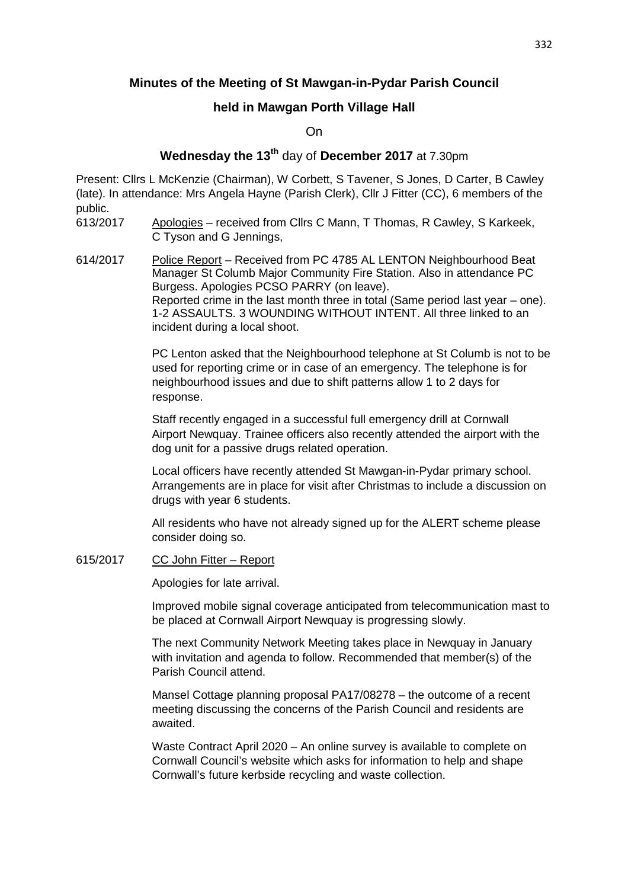# Minutes of the Meeting of St Mawgan-in-Pydar Parish Council

## held in Mawgan Porth Village Hall

On

## Wednesday the 13th day of December 2017 at 7.30pm

Present: Cllrs L McKenzie (Chairman), W Corbett, S Tavener, S Jones, D Carter, B Cawley (late). In attendance: Mrs Angela Hayne (Parish Clerk), Cllr J Fitter (CC), 6 members of the public.

613/2017 Apologies – received from Cllrs C Mann, T Thomas, R Cawley, S Karkeek, C Tyson and G Jennings,

614/2017 Police Report – Received from PC 4785 AL LENTON Neighbourhood Beat Manager St Columb Major Community Fire Station. Also in attendance PC Burgess. Apologies PCSO PARRY (on leave).
Reported crime in the last month three in total (Same period last year – one). 1-2 ASSAULTS. 3 WOUNDING WITHOUT INTENT. All three linked to an incident during a local shoot.

PC Lenton asked that the Neighbourhood telephone at St Columb is not to be used for reporting crime or in case of an emergency. The telephone is for neighbourhood issues and due to shift patterns allow 1 to 2 days for response.

Staff recently engaged in a successful full emergency drill at Cornwall Airport Newquay. Trainee officers also recently attended the airport with the dog unit for a passive drugs related operation.

Local officers have recently attended St Mawgan-in-Pydar primary school. Arrangements are in place for visit after Christmas to include a discussion on drugs with year 6 students.

All residents who have not already signed up for the ALERT scheme please consider doing so.

615/2017 CC John Fitter – Report

Apologies for late arrival.

Improved mobile signal coverage anticipated from telecommunication mast to be placed at Cornwall Airport Newquay is progressing slowly.

The next Community Network Meeting takes place in Newquay in January with invitation and agenda to follow. Recommended that member(s) of the Parish Council attend.

Mansel Cottage planning proposal PA17/08278 – the outcome of a recent meeting discussing the concerns of the Parish Council and residents are awaited.

Waste Contract April 2020 – An online survey is available to complete on Cornwall Council's website which asks for information to help and shape Cornwall's future kerbside recycling and waste collection.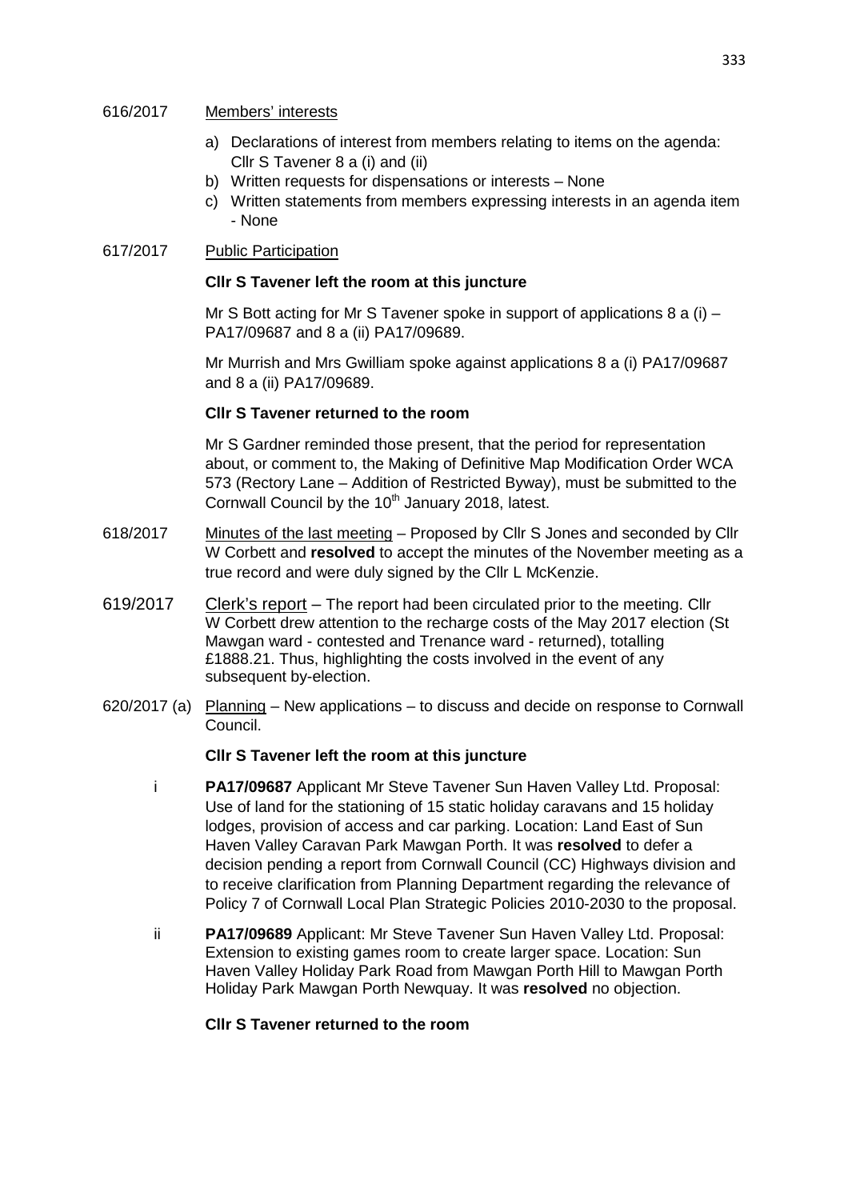616/2017 Members' interests

a) Declarations of interest from members relating to items on the agenda: Cllr S Tavener 8 a (i) and (ii)
b) Written requests for dispensations or interests – None
c) Written statements from members expressing interests in an agenda item - None

617/2017 Public Participation

**Cllr S Tavener left the room at this juncture**

Mr S Bott acting for Mr S Tavener spoke in support of applications 8 a (i) – PA17/09687 and 8 a (ii) PA17/09689.

Mr Murrish and Mrs Gwilliam spoke against applications 8 a (i) PA17/09687 and 8 a (ii) PA17/09689.

**Cllr S Tavener returned to the room**

Mr S Gardner reminded those present, that the period for representation about, or comment to, the Making of Definitive Map Modification Order WCA 573 (Rectory Lane – Addition of Restricted Byway), must be submitted to the Cornwall Council by the 10th January 2018, latest.

618/2017 Minutes of the last meeting – Proposed by Cllr S Jones and seconded by Cllr W Corbett and **resolved** to accept the minutes of the November meeting as a true record and were duly signed by the Cllr L McKenzie.

619/2017 Clerk's report – The report had been circulated prior to the meeting. Cllr W Corbett drew attention to the recharge costs of the May 2017 election (St Mawgan ward - contested and Trenance ward - returned), totalling £1888.21. Thus, highlighting the costs involved in the event of any subsequent by-election.

620/2017 (a) Planning – New applications – to discuss and decide on response to Cornwall Council.

**Cllr S Tavener left the room at this juncture**

i **PA17/09687** Applicant Mr Steve Tavener Sun Haven Valley Ltd. Proposal: Use of land for the stationing of 15 static holiday caravans and 15 holiday lodges, provision of access and car parking. Location: Land East of Sun Haven Valley Caravan Park Mawgan Porth. It was **resolved** to defer a decision pending a report from Cornwall Council (CC) Highways division and to receive clarification from Planning Department regarding the relevance of Policy 7 of Cornwall Local Plan Strategic Policies 2010-2030 to the proposal.

ii **PA17/09689** Applicant: Mr Steve Tavener Sun Haven Valley Ltd. Proposal: Extension to existing games room to create larger space. Location: Sun Haven Valley Holiday Park Road from Mawgan Porth Hill to Mawgan Porth Holiday Park Mawgan Porth Newquay. It was **resolved** no objection.

**Cllr S Tavener returned to the room**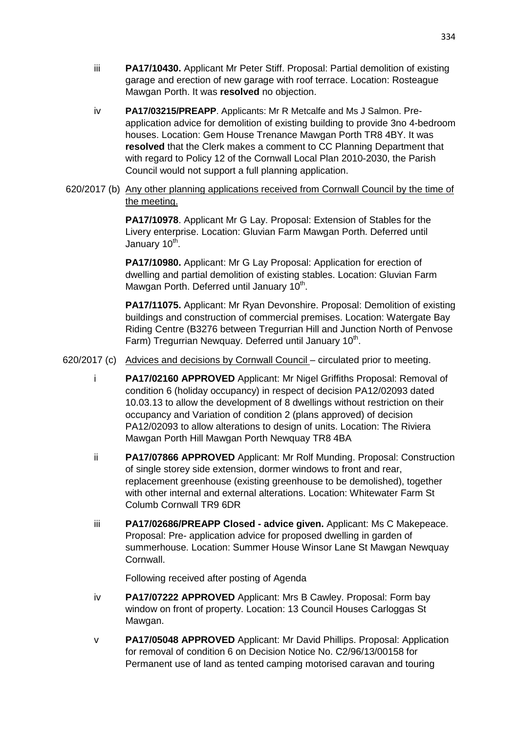iii **PA17/10430.** Applicant Mr Peter Stiff. Proposal: Partial demolition of existing garage and erection of new garage with roof terrace. Location: Rosteague Mawgan Porth. It was **resolved** no objection.

iv **PA17/03215/PREAPP**. Applicants: Mr R Metcalfe and Ms J Salmon. Pre-application advice for demolition of existing building to provide 3no 4-bedroom houses. Location: Gem House Trenance Mawgan Porth TR8 4BY. It was **resolved** that the Clerk makes a comment to CC Planning Department that with regard to Policy 12 of the Cornwall Local Plan 2010-2030, the Parish Council would not support a full planning application.

620/2017 (b) Any other planning applications received from Cornwall Council by the time of the meeting.

**PA17/10978**. Applicant Mr G Lay. Proposal: Extension of Stables for the Livery enterprise. Location: Gluvian Farm Mawgan Porth. Deferred until January 10th.

**PA17/10980.** Applicant: Mr G Lay Proposal: Application for erection of dwelling and partial demolition of existing stables. Location: Gluvian Farm Mawgan Porth. Deferred until January 10th.

**PA17/11075.** Applicant: Mr Ryan Devonshire. Proposal: Demolition of existing buildings and construction of commercial premises. Location: Watergate Bay Riding Centre (B3276 between Tregurrian Hill and Junction North of Penvose Farm) Tregurrian Newquay. Deferred until January 10th.

620/2017 (c) Advices and decisions by Cornwall Council – circulated prior to meeting.

i **PA17/02160 APPROVED** Applicant: Mr Nigel Griffiths Proposal: Removal of condition 6 (holiday occupancy) in respect of decision PA12/02093 dated 10.03.13 to allow the development of 8 dwellings without restriction on their occupancy and Variation of condition 2 (plans approved) of decision PA12/02093 to allow alterations to design of units. Location: The Riviera Mawgan Porth Hill Mawgan Porth Newquay TR8 4BA

ii **PA17/07866 APPROVED** Applicant: Mr Rolf Munding. Proposal: Construction of single storey side extension, dormer windows to front and rear, replacement greenhouse (existing greenhouse to be demolished), together with other internal and external alterations. Location: Whitewater Farm St Columb Cornwall TR9 6DR

iii **PA17/02686/PREAPP Closed - advice given.** Applicant: Ms C Makepeace. Proposal: Pre- application advice for proposed dwelling in garden of summerhouse. Location: Summer House Winsor Lane St Mawgan Newquay Cornwall.

Following received after posting of Agenda

iv **PA17/07222 APPROVED** Applicant: Mrs B Cawley. Proposal: Form bay window on front of property. Location: 13 Council Houses Carloggas St Mawgan.

v **PA17/05048 APPROVED** Applicant: Mr David Phillips. Proposal: Application for removal of condition 6 on Decision Notice No. C2/96/13/00158 for Permanent use of land as tented camping motorised caravan and touring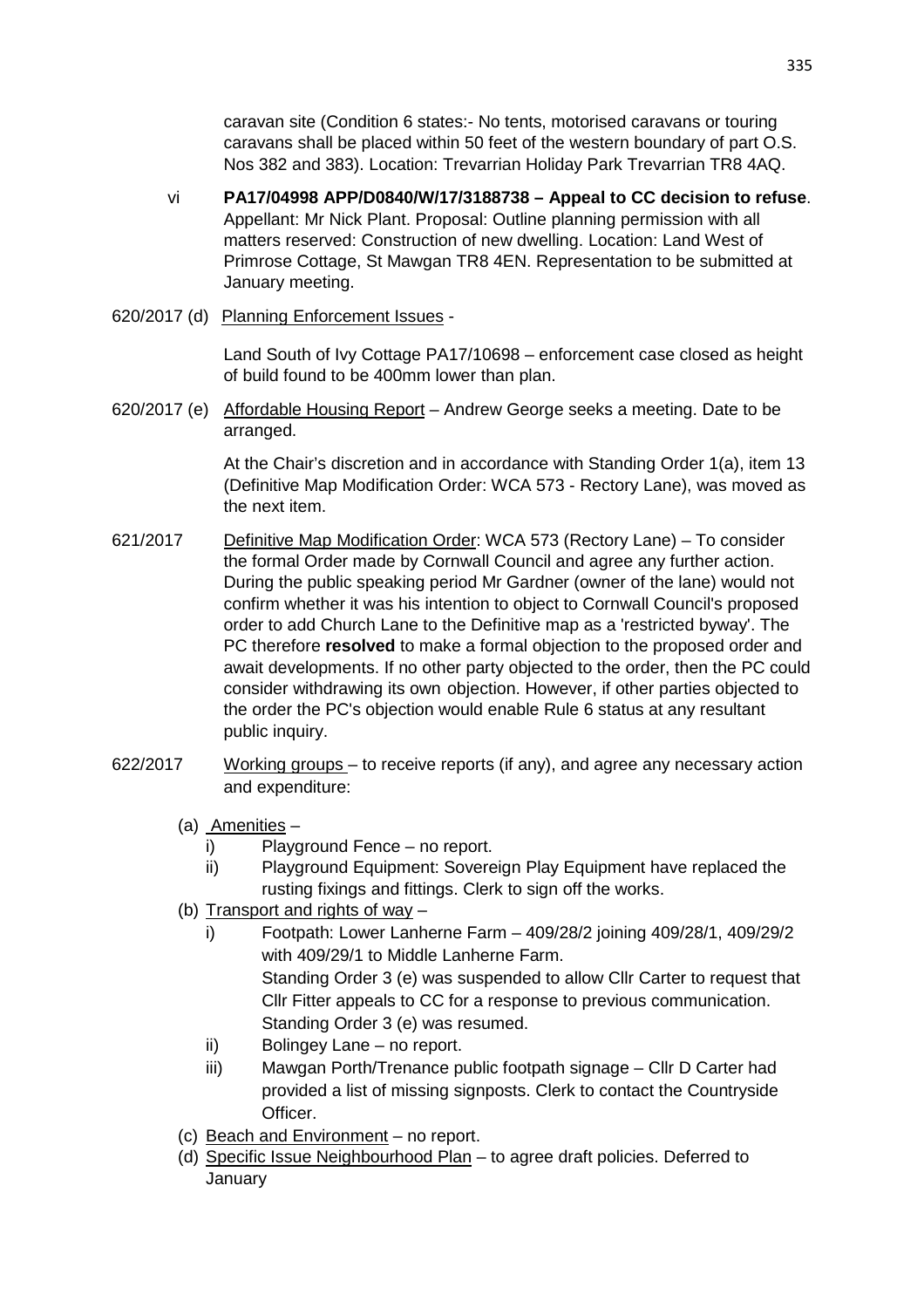caravan site (Condition 6 states:- No tents, motorised caravans or touring caravans shall be placed within 50 feet of the western boundary of part O.S. Nos 382 and 383). Location: Trevarrian Holiday Park Trevarrian TR8 4AQ.

vi **PA17/04998 APP/D0840/W/17/3188738 – Appeal to CC decision to refuse**. Appellant: Mr Nick Plant. Proposal: Outline planning permission with all matters reserved: Construction of new dwelling. Location: Land West of Primrose Cottage, St Mawgan TR8 4EN. Representation to be submitted at January meeting.

620/2017 (d) Planning Enforcement Issues -

Land South of Ivy Cottage PA17/10698 – enforcement case closed as height of build found to be 400mm lower than plan.

620/2017 (e) Affordable Housing Report – Andrew George seeks a meeting. Date to be arranged.

At the Chair's discretion and in accordance with Standing Order 1(a), item 13 (Definitive Map Modification Order: WCA 573 - Rectory Lane), was moved as the next item.

621/2017 Definitive Map Modification Order: WCA 573 (Rectory Lane) – To consider the formal Order made by Cornwall Council and agree any further action. During the public speaking period Mr Gardner (owner of the lane) would not confirm whether it was his intention to object to Cornwall Council's proposed order to add Church Lane to the Definitive map as a 'restricted byway'. The PC therefore **resolved** to make a formal objection to the proposed order and await developments. If no other party objected to the order, then the PC could consider withdrawing its own objection. However, if other parties objected to the order the PC's objection would enable Rule 6 status at any resultant public inquiry.

622/2017 Working groups – to receive reports (if any), and agree any necessary action and expenditure:

(a) Amenities –
   i) Playground Fence – no report.
   ii) Playground Equipment: Sovereign Play Equipment have replaced the rusting fixings and fittings. Clerk to sign off the works.

(b) Transport and rights of way –
   i) Footpath: Lower Lanherne Farm – 409/28/2 joining 409/28/1, 409/29/2 with 409/29/1 to Middle Lanherne Farm.
      Standing Order 3 (e) was suspended to allow Cllr Carter to request that Cllr Fitter appeals to CC for a response to previous communication.
      Standing Order 3 (e) was resumed.
   ii) Bolingey Lane – no report.
   iii) Mawgan Porth/Trenance public footpath signage – Cllr D Carter had provided a list of missing signposts. Clerk to contact the Countryside Officer.

(c) Beach and Environment – no report.

(d) Specific Issue Neighbourhood Plan – to agree draft policies. Deferred to January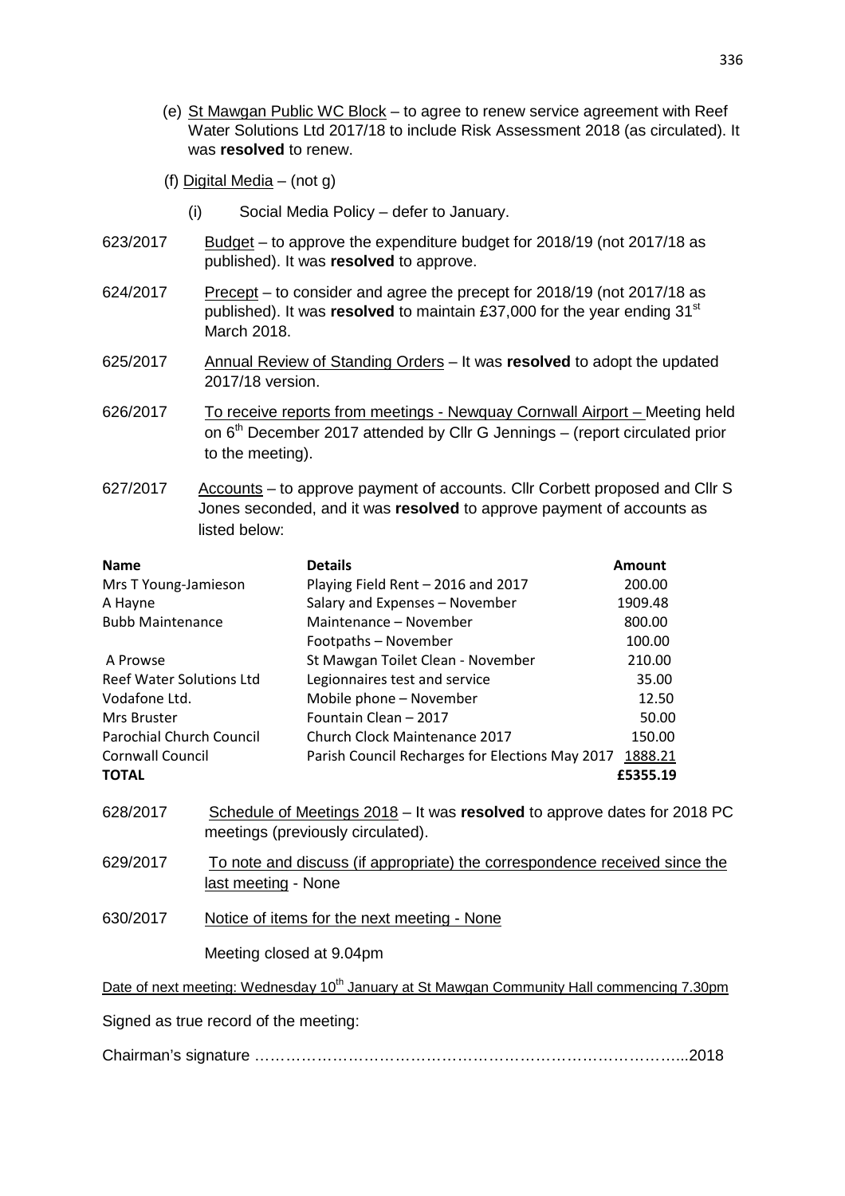(e) St Mawgan Public WC Block – to agree to renew service agreement with Reef Water Solutions Ltd 2017/18 to include Risk Assessment 2018 (as circulated). It was **resolved** to renew.

(f) Digital Media – (not g)

(i) Social Media Policy – defer to January.

623/2017 Budget – to approve the expenditure budget for 2018/19 (not 2017/18 as published). It was **resolved** to approve.

624/2017 Precept – to consider and agree the precept for 2018/19 (not 2017/18 as published). It was **resolved** to maintain £37,000 for the year ending 31st March 2018.

625/2017 Annual Review of Standing Orders – It was **resolved** to adopt the updated 2017/18 version.

626/2017 To receive reports from meetings - Newquay Cornwall Airport – Meeting held on 6th December 2017 attended by Cllr G Jennings – (report circulated prior to the meeting).

627/2017 Accounts – to approve payment of accounts. Cllr Corbett proposed and Cllr S Jones seconded, and it was **resolved** to approve payment of accounts as listed below:

| **Name** | **Details** | **Amount** |
|---|---|---|
| Mrs T Young-Jamieson | Playing Field Rent – 2016 and 2017 | 200.00 |
| A Hayne | Salary and Expenses – November | 1909.48 |
| Bubb Maintenance | Maintenance – November | 800.00 |
| | Footpaths – November | 100.00 |
| A Prowse | St Mawgan Toilet Clean - November | 210.00 |
| Reef Water Solutions Ltd | Legionnaires test and service | 35.00 |
| Vodafone Ltd. | Mobile phone – November | 12.50 |
| Mrs Bruster | Fountain Clean – 2017 | 50.00 |
| Parochial Church Council | Church Clock Maintenance 2017 | 150.00 |
| Cornwall Council | Parish Council Recharges for Elections May 2017 | 1888.21 |
| **TOTAL** | | **£5355.19** |

628/2017 Schedule of Meetings 2018 – It was **resolved** to approve dates for 2018 PC meetings (previously circulated).

629/2017 To note and discuss (if appropriate) the correspondence received since the last meeting - None

630/2017 Notice of items for the next meeting - None

Meeting closed at 9.04pm

Date of next meeting: Wednesday 10th January at St Mawgan Community Hall commencing 7.30pm

Signed as true record of the meeting:

Chairman's signature …………………………………………………………………………..2018